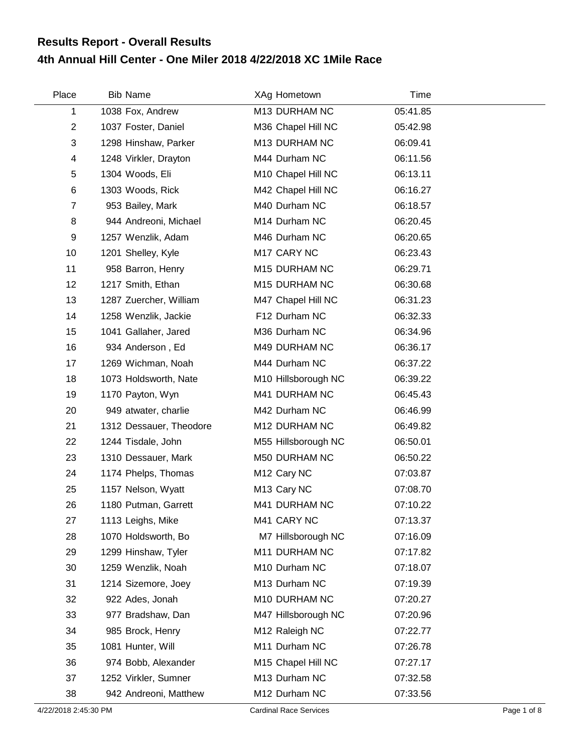## Results Report - Overall Results

## 4th Annual Hill Center - One Miler 2018 4/22/2018 XC 1Mile Race

| Place | Bib | Name | XAg | Hometown | Time |
|---|---|---|---|---|---|
| 1 | 1038 | Fox, Andrew | M13 | DURHAM NC | 05:41.85 |
| 2 | 1037 | Foster, Daniel | M36 | Chapel Hill NC | 05:42.98 |
| 3 | 1298 | Hinshaw, Parker | M13 | DURHAM NC | 06:09.41 |
| 4 | 1248 | Virkler, Drayton | M44 | Durham NC | 06:11.56 |
| 5 | 1304 | Woods, Eli | M10 | Chapel Hill NC | 06:13.11 |
| 6 | 1303 | Woods, Rick | M42 | Chapel Hill NC | 06:16.27 |
| 7 | 953 | Bailey, Mark | M40 | Durham NC | 06:18.57 |
| 8 | 944 | Andreoni, Michael | M14 | Durham NC | 06:20.45 |
| 9 | 1257 | Wenzlik, Adam | M46 | Durham NC | 06:20.65 |
| 10 | 1201 | Shelley, Kyle | M17 | CARY NC | 06:23.43 |
| 11 | 958 | Barron, Henry | M15 | DURHAM NC | 06:29.71 |
| 12 | 1217 | Smith, Ethan | M15 | DURHAM NC | 06:30.68 |
| 13 | 1287 | Zuercher, William | M47 | Chapel Hill NC | 06:31.23 |
| 14 | 1258 | Wenzlik, Jackie | F12 | Durham NC | 06:32.33 |
| 15 | 1041 | Gallaher, Jared | M36 | Durham NC | 06:34.96 |
| 16 | 934 | Anderson , Ed | M49 | DURHAM NC | 06:36.17 |
| 17 | 1269 | Wichman, Noah | M44 | Durham NC | 06:37.22 |
| 18 | 1073 | Holdsworth, Nate | M10 | Hillsborough NC | 06:39.22 |
| 19 | 1170 | Payton, Wyn | M41 | DURHAM NC | 06:45.43 |
| 20 | 949 | atwater, charlie | M42 | Durham NC | 06:46.99 |
| 21 | 1312 | Dessauer, Theodore | M12 | DURHAM NC | 06:49.82 |
| 22 | 1244 | Tisdale, John | M55 | Hillsborough NC | 06:50.01 |
| 23 | 1310 | Dessauer, Mark | M50 | DURHAM NC | 06:50.22 |
| 24 | 1174 | Phelps, Thomas | M12 | Cary NC | 07:03.87 |
| 25 | 1157 | Nelson, Wyatt | M13 | Cary NC | 07:08.70 |
| 26 | 1180 | Putman, Garrett | M41 | DURHAM NC | 07:10.22 |
| 27 | 1113 | Leighs, Mike | M41 | CARY NC | 07:13.37 |
| 28 | 1070 | Holdsworth, Bo | M7 | Hillsborough NC | 07:16.09 |
| 29 | 1299 | Hinshaw, Tyler | M11 | DURHAM NC | 07:17.82 |
| 30 | 1259 | Wenzlik, Noah | M10 | Durham NC | 07:18.07 |
| 31 | 1214 | Sizemore, Joey | M13 | Durham NC | 07:19.39 |
| 32 | 922 | Ades, Jonah | M10 | DURHAM NC | 07:20.27 |
| 33 | 977 | Bradshaw, Dan | M47 | Hillsborough NC | 07:20.96 |
| 34 | 985 | Brock, Henry | M12 | Raleigh NC | 07:22.77 |
| 35 | 1081 | Hunter, Will | M11 | Durham NC | 07:26.78 |
| 36 | 974 | Bobb, Alexander | M15 | Chapel Hill NC | 07:27.17 |
| 37 | 1252 | Virkler, Sumner | M13 | Durham NC | 07:32.58 |
| 38 | 942 | Andreoni, Matthew | M12 | Durham NC | 07:33.56 |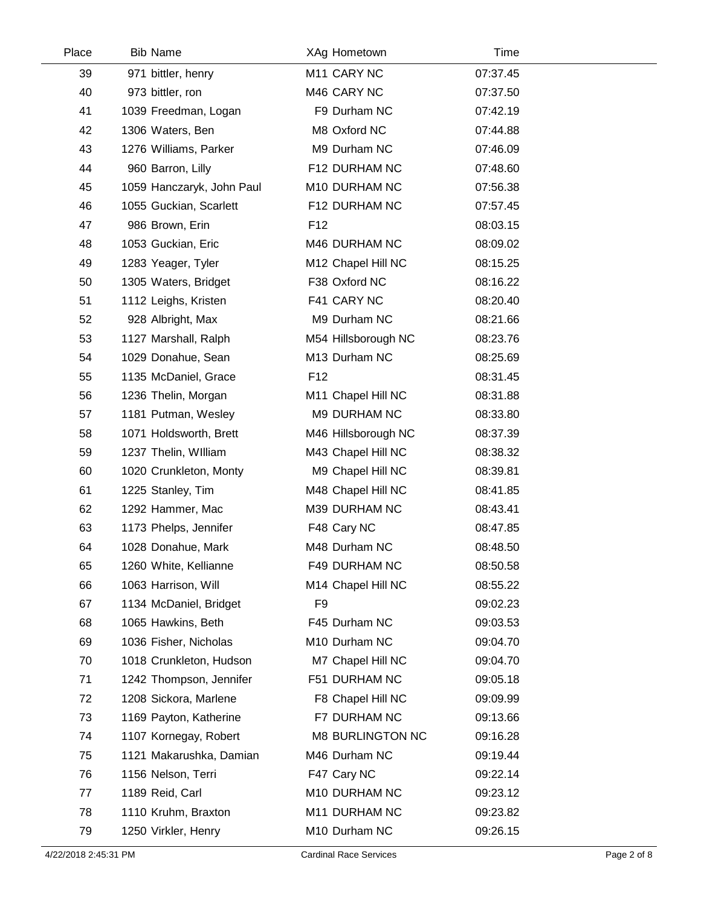| Place | Bib | Name | XAg | Hometown | Time |
|---|---|---|---|---|---|
| 39 | 971 | bittler, henry | M11 | CARY NC | 07:37.45 |
| 40 | 973 | bittler, ron | M46 | CARY NC | 07:37.50 |
| 41 | 1039 | Freedman, Logan | F9 | Durham NC | 07:42.19 |
| 42 | 1306 | Waters, Ben | M8 | Oxford NC | 07:44.88 |
| 43 | 1276 | Williams, Parker | M9 | Durham NC | 07:46.09 |
| 44 | 960 | Barron, Lilly | F12 | DURHAM NC | 07:48.60 |
| 45 | 1059 | Hanczaryk, John Paul | M10 | DURHAM NC | 07:56.38 |
| 46 | 1055 | Guckian, Scarlett | F12 | DURHAM NC | 07:57.45 |
| 47 | 986 | Brown, Erin | F12 | | 08:03.15 |
| 48 | 1053 | Guckian, Eric | M46 | DURHAM NC | 08:09.02 |
| 49 | 1283 | Yeager, Tyler | M12 | Chapel Hill NC | 08:15.25 |
| 50 | 1305 | Waters, Bridget | F38 | Oxford NC | 08:16.22 |
| 51 | 1112 | Leighs, Kristen | F41 | CARY NC | 08:20.40 |
| 52 | 928 | Albright, Max | M9 | Durham NC | 08:21.66 |
| 53 | 1127 | Marshall, Ralph | M54 | Hillsborough NC | 08:23.76 |
| 54 | 1029 | Donahue, Sean | M13 | Durham NC | 08:25.69 |
| 55 | 1135 | McDaniel, Grace | F12 | | 08:31.45 |
| 56 | 1236 | Thelin, Morgan | M11 | Chapel Hill NC | 08:31.88 |
| 57 | 1181 | Putman, Wesley | M9 | DURHAM NC | 08:33.80 |
| 58 | 1071 | Holdsworth, Brett | M46 | Hillsborough NC | 08:37.39 |
| 59 | 1237 | Thelin, WIlliam | M43 | Chapel Hill NC | 08:38.32 |
| 60 | 1020 | Crunkleton, Monty | M9 | Chapel Hill NC | 08:39.81 |
| 61 | 1225 | Stanley, Tim | M48 | Chapel Hill NC | 08:41.85 |
| 62 | 1292 | Hammer, Mac | M39 | DURHAM NC | 08:43.41 |
| 63 | 1173 | Phelps, Jennifer | F48 | Cary NC | 08:47.85 |
| 64 | 1028 | Donahue, Mark | M48 | Durham NC | 08:48.50 |
| 65 | 1260 | White, Kellianne | F49 | DURHAM NC | 08:50.58 |
| 66 | 1063 | Harrison, Will | M14 | Chapel Hill NC | 08:55.22 |
| 67 | 1134 | McDaniel, Bridget | F9 | | 09:02.23 |
| 68 | 1065 | Hawkins, Beth | F45 | Durham NC | 09:03.53 |
| 69 | 1036 | Fisher, Nicholas | M10 | Durham NC | 09:04.70 |
| 70 | 1018 | Crunkleton, Hudson | M7 | Chapel Hill NC | 09:04.70 |
| 71 | 1242 | Thompson, Jennifer | F51 | DURHAM NC | 09:05.18 |
| 72 | 1208 | Sickora, Marlene | F8 | Chapel Hill NC | 09:09.99 |
| 73 | 1169 | Payton, Katherine | F7 | DURHAM NC | 09:13.66 |
| 74 | 1107 | Kornegay, Robert | M8 | BURLINGTON NC | 09:16.28 |
| 75 | 1121 | Makarushka, Damian | M46 | Durham NC | 09:19.44 |
| 76 | 1156 | Nelson, Terri | F47 | Cary NC | 09:22.14 |
| 77 | 1189 | Reid, Carl | M10 | DURHAM NC | 09:23.12 |
| 78 | 1110 | Kruhm, Braxton | M11 | DURHAM NC | 09:23.82 |
| 79 | 1250 | Virkler, Henry | M10 | Durham NC | 09:26.15 |

4/22/2018 2:45:31 PM Cardinal Race Services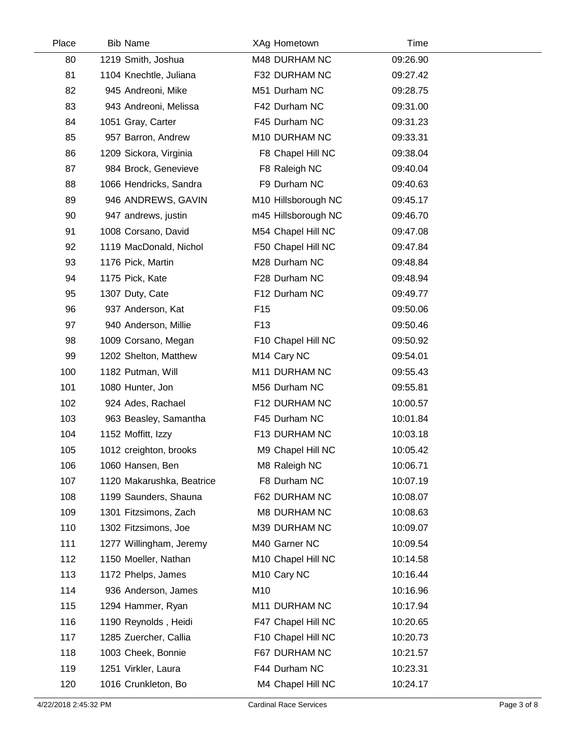| Place | Bib | Name | XAg | Hometown | Time |
|---|---|---|---|---|---|
| 80 | 1219 | Smith, Joshua | M48 | DURHAM NC | 09:26.90 |
| 81 | 1104 | Knechtle, Juliana | F32 | DURHAM NC | 09:27.42 |
| 82 | 945 | Andreoni, Mike | M51 | Durham NC | 09:28.75 |
| 83 | 943 | Andreoni, Melissa | F42 | Durham NC | 09:31.00 |
| 84 | 1051 | Gray, Carter | F45 | Durham NC | 09:31.23 |
| 85 | 957 | Barron, Andrew | M10 | DURHAM NC | 09:33.31 |
| 86 | 1209 | Sickora, Virginia | F8 | Chapel Hill NC | 09:38.04 |
| 87 | 984 | Brock, Genevieve | F8 | Raleigh NC | 09:40.04 |
| 88 | 1066 | Hendricks, Sandra | F9 | Durham NC | 09:40.63 |
| 89 | 946 | ANDREWS, GAVIN | M10 | Hillsborough NC | 09:45.17 |
| 90 | 947 | andrews, justin | m45 | Hillsborough NC | 09:46.70 |
| 91 | 1008 | Corsano, David | M54 | Chapel Hill NC | 09:47.08 |
| 92 | 1119 | MacDonald, Nichol | F50 | Chapel Hill NC | 09:47.84 |
| 93 | 1176 | Pick, Martin | M28 | Durham NC | 09:48.84 |
| 94 | 1175 | Pick, Kate | F28 | Durham NC | 09:48.94 |
| 95 | 1307 | Duty, Cate | F12 | Durham NC | 09:49.77 |
| 96 | 937 | Anderson, Kat | F15 | | 09:50.06 |
| 97 | 940 | Anderson, Millie | F13 | | 09:50.46 |
| 98 | 1009 | Corsano, Megan | F10 | Chapel Hill NC | 09:50.92 |
| 99 | 1202 | Shelton, Matthew | M14 | Cary NC | 09:54.01 |
| 100 | 1182 | Putman, Will | M11 | DURHAM NC | 09:55.43 |
| 101 | 1080 | Hunter, Jon | M56 | Durham NC | 09:55.81 |
| 102 | 924 | Ades, Rachael | F12 | DURHAM NC | 10:00.57 |
| 103 | 963 | Beasley, Samantha | F45 | Durham NC | 10:01.84 |
| 104 | 1152 | Moffitt, Izzy | F13 | DURHAM NC | 10:03.18 |
| 105 | 1012 | creighton, brooks | M9 | Chapel Hill NC | 10:05.42 |
| 106 | 1060 | Hansen, Ben | M8 | Raleigh NC | 10:06.71 |
| 107 | 1120 | Makarushka, Beatrice | F8 | Durham NC | 10:07.19 |
| 108 | 1199 | Saunders, Shauna | F62 | DURHAM NC | 10:08.07 |
| 109 | 1301 | Fitzsimons, Zach | M8 | DURHAM NC | 10:08.63 |
| 110 | 1302 | Fitzsimons, Joe | M39 | DURHAM NC | 10:09.07 |
| 111 | 1277 | Willingham, Jeremy | M40 | Garner NC | 10:09.54 |
| 112 | 1150 | Moeller, Nathan | M10 | Chapel Hill NC | 10:14.58 |
| 113 | 1172 | Phelps, James | M10 | Cary NC | 10:16.44 |
| 114 | 936 | Anderson, James | M10 | | 10:16.96 |
| 115 | 1294 | Hammer, Ryan | M11 | DURHAM NC | 10:17.94 |
| 116 | 1190 | Reynolds , Heidi | F47 | Chapel Hill NC | 10:20.65 |
| 117 | 1285 | Zuercher, Callia | F10 | Chapel Hill NC | 10:20.73 |
| 118 | 1003 | Cheek, Bonnie | F67 | DURHAM NC | 10:21.57 |
| 119 | 1251 | Virkler, Laura | F44 | Durham NC | 10:23.31 |
| 120 | 1016 | Crunkleton, Bo | M4 | Chapel Hill NC | 10:24.17 |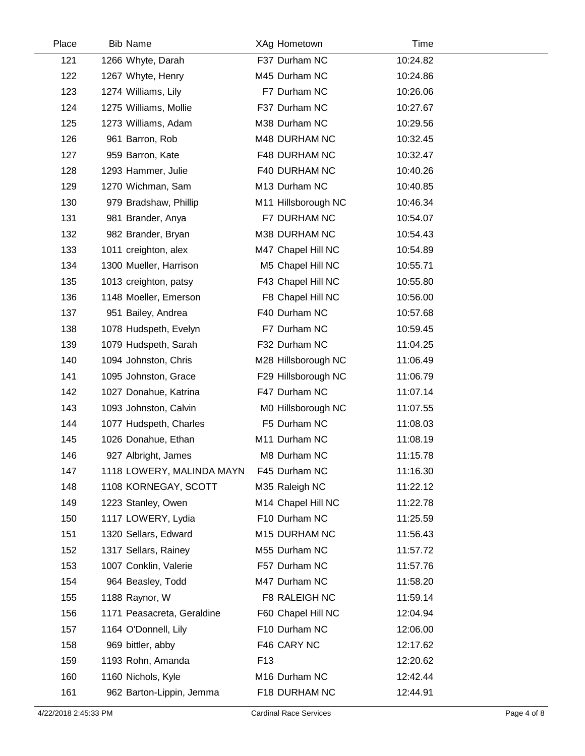| Place | Bib | Name | XAg | Hometown | Time |
|---|---|---|---|---|---|
| 121 | 1266 | Whyte, Darah | F37 | Durham NC | 10:24.82 |
| 122 | 1267 | Whyte, Henry | M45 | Durham NC | 10:24.86 |
| 123 | 1274 | Williams, Lily | F7 | Durham NC | 10:26.06 |
| 124 | 1275 | Williams, Mollie | F37 | Durham NC | 10:27.67 |
| 125 | 1273 | Williams, Adam | M38 | Durham NC | 10:29.56 |
| 126 | 961 | Barron, Rob | M48 | DURHAM NC | 10:32.45 |
| 127 | 959 | Barron, Kate | F48 | DURHAM NC | 10:32.47 |
| 128 | 1293 | Hammer, Julie | F40 | DURHAM NC | 10:40.26 |
| 129 | 1270 | Wichman, Sam | M13 | Durham NC | 10:40.85 |
| 130 | 979 | Bradshaw, Phillip | M11 | Hillsborough NC | 10:46.34 |
| 131 | 981 | Brander, Anya | F7 | DURHAM NC | 10:54.07 |
| 132 | 982 | Brander, Bryan | M38 | DURHAM NC | 10:54.43 |
| 133 | 1011 | creighton, alex | M47 | Chapel Hill NC | 10:54.89 |
| 134 | 1300 | Mueller, Harrison | M5 | Chapel Hill NC | 10:55.71 |
| 135 | 1013 | creighton, patsy | F43 | Chapel Hill NC | 10:55.80 |
| 136 | 1148 | Moeller, Emerson | F8 | Chapel Hill NC | 10:56.00 |
| 137 | 951 | Bailey, Andrea | F40 | Durham NC | 10:57.68 |
| 138 | 1078 | Hudspeth, Evelyn | F7 | Durham NC | 10:59.45 |
| 139 | 1079 | Hudspeth, Sarah | F32 | Durham NC | 11:04.25 |
| 140 | 1094 | Johnston, Chris | M28 | Hillsborough NC | 11:06.49 |
| 141 | 1095 | Johnston, Grace | F29 | Hillsborough NC | 11:06.79 |
| 142 | 1027 | Donahue, Katrina | F47 | Durham NC | 11:07.14 |
| 143 | 1093 | Johnston, Calvin | M0 | Hillsborough NC | 11:07.55 |
| 144 | 1077 | Hudspeth, Charles | F5 | Durham NC | 11:08.03 |
| 145 | 1026 | Donahue, Ethan | M11 | Durham NC | 11:08.19 |
| 146 | 927 | Albright, James | M8 | Durham NC | 11:15.78 |
| 147 | 1118 | LOWERY, MALINDA MAYN | F45 | Durham NC | 11:16.30 |
| 148 | 1108 | KORNEGAY, SCOTT | M35 | Raleigh NC | 11:22.12 |
| 149 | 1223 | Stanley, Owen | M14 | Chapel Hill NC | 11:22.78 |
| 150 | 1117 | LOWERY, Lydia | F10 | Durham NC | 11:25.59 |
| 151 | 1320 | Sellars, Edward | M15 | DURHAM NC | 11:56.43 |
| 152 | 1317 | Sellars, Rainey | M55 | Durham NC | 11:57.72 |
| 153 | 1007 | Conklin, Valerie | F57 | Durham NC | 11:57.76 |
| 154 | 964 | Beasley, Todd | M47 | Durham NC | 11:58.20 |
| 155 | 1188 | Raynor, W | F8 | RALEIGH NC | 11:59.14 |
| 156 | 1171 | Peasacreta, Geraldine | F60 | Chapel Hill NC | 12:04.94 |
| 157 | 1164 | O'Donnell, Lily | F10 | Durham NC | 12:06.00 |
| 158 | 969 | bittler, abby | F46 | CARY NC | 12:17.62 |
| 159 | 1193 | Rohn, Amanda | F13 | | 12:20.62 |
| 160 | 1160 | Nichols, Kyle | M16 | Durham NC | 12:42.44 |
| 161 | 962 | Barton-Lippin, Jemma | F18 | DURHAM NC | 12:44.91 |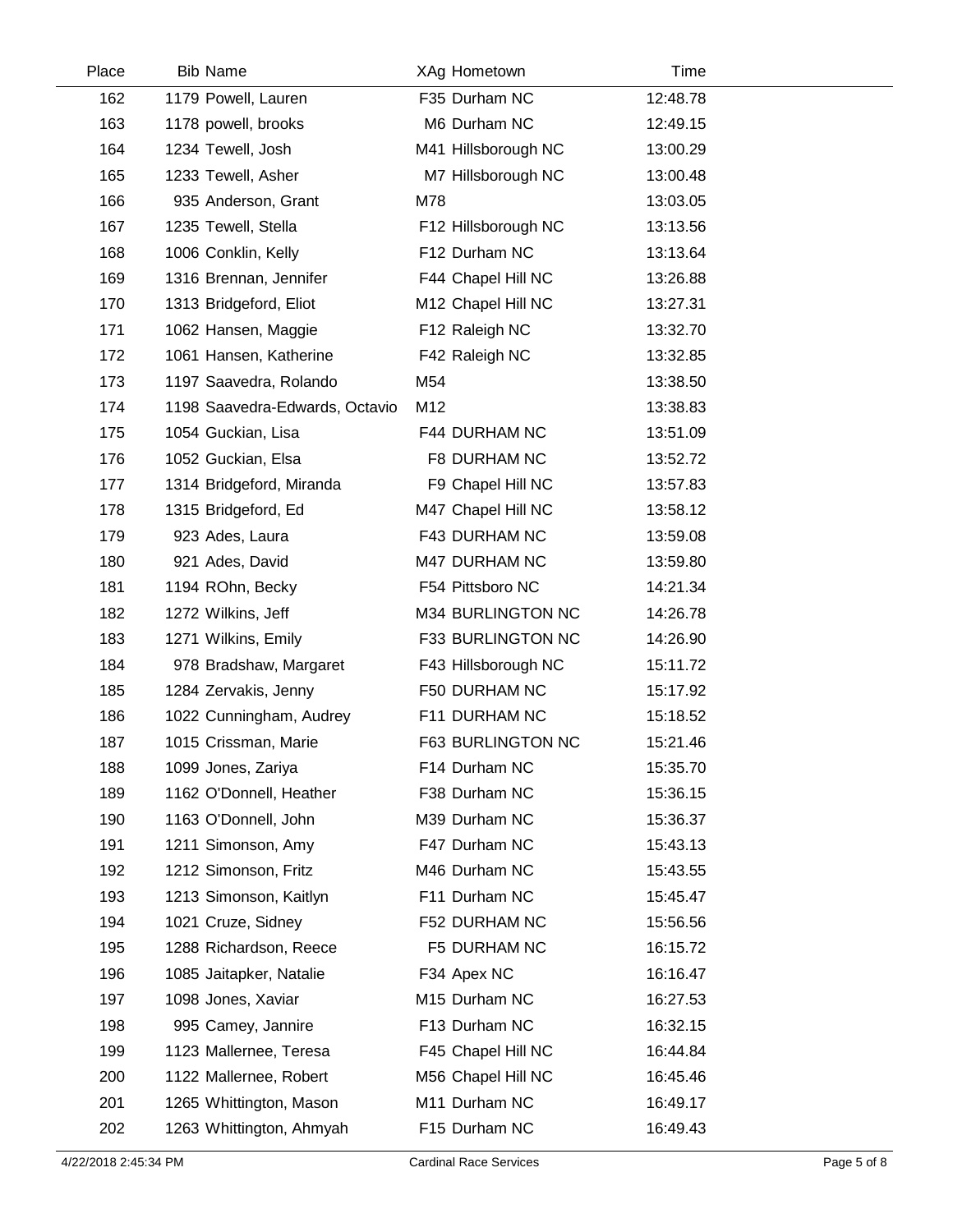| Place | Bib | Name | XAg | Hometown | Time |
|---|---|---|---|---|---|
| 162 | 1179 | Powell, Lauren | F35 | Durham NC | 12:48.78 |
| 163 | 1178 | powell, brooks | M6 | Durham NC | 12:49.15 |
| 164 | 1234 | Tewell, Josh | M41 | Hillsborough NC | 13:00.29 |
| 165 | 1233 | Tewell, Asher | M7 | Hillsborough NC | 13:00.48 |
| 166 | 935 | Anderson, Grant | M78 | | 13:03.05 |
| 167 | 1235 | Tewell, Stella | F12 | Hillsborough NC | 13:13.56 |
| 168 | 1006 | Conklin, Kelly | F12 | Durham NC | 13:13.64 |
| 169 | 1316 | Brennan, Jennifer | F44 | Chapel Hill NC | 13:26.88 |
| 170 | 1313 | Bridgeford, Eliot | M12 | Chapel Hill NC | 13:27.31 |
| 171 | 1062 | Hansen, Maggie | F12 | Raleigh NC | 13:32.70 |
| 172 | 1061 | Hansen, Katherine | F42 | Raleigh NC | 13:32.85 |
| 173 | 1197 | Saavedra, Rolando | M54 | | 13:38.50 |
| 174 | 1198 | Saavedra-Edwards, Octavio | M12 | | 13:38.83 |
| 175 | 1054 | Guckian, Lisa | F44 | DURHAM NC | 13:51.09 |
| 176 | 1052 | Guckian, Elsa | F8 | DURHAM NC | 13:52.72 |
| 177 | 1314 | Bridgeford, Miranda | F9 | Chapel Hill NC | 13:57.83 |
| 178 | 1315 | Bridgeford, Ed | M47 | Chapel Hill NC | 13:58.12 |
| 179 | 923 | Ades, Laura | F43 | DURHAM NC | 13:59.08 |
| 180 | 921 | Ades, David | M47 | DURHAM NC | 13:59.80 |
| 181 | 1194 | ROhn, Becky | F54 | Pittsboro NC | 14:21.34 |
| 182 | 1272 | Wilkins, Jeff | M34 | BURLINGTON NC | 14:26.78 |
| 183 | 1271 | Wilkins, Emily | F33 | BURLINGTON NC | 14:26.90 |
| 184 | 978 | Bradshaw, Margaret | F43 | Hillsborough NC | 15:11.72 |
| 185 | 1284 | Zervakis, Jenny | F50 | DURHAM NC | 15:17.92 |
| 186 | 1022 | Cunningham, Audrey | F11 | DURHAM NC | 15:18.52 |
| 187 | 1015 | Crissman, Marie | F63 | BURLINGTON NC | 15:21.46 |
| 188 | 1099 | Jones, Zariya | F14 | Durham NC | 15:35.70 |
| 189 | 1162 | O'Donnell, Heather | F38 | Durham NC | 15:36.15 |
| 190 | 1163 | O'Donnell, John | M39 | Durham NC | 15:36.37 |
| 191 | 1211 | Simonson, Amy | F47 | Durham NC | 15:43.13 |
| 192 | 1212 | Simonson, Fritz | M46 | Durham NC | 15:43.55 |
| 193 | 1213 | Simonson, Kaitlyn | F11 | Durham NC | 15:45.47 |
| 194 | 1021 | Cruze, Sidney | F52 | DURHAM NC | 15:56.56 |
| 195 | 1288 | Richardson, Reece | F5 | DURHAM NC | 16:15.72 |
| 196 | 1085 | Jaitapker, Natalie | F34 | Apex NC | 16:16.47 |
| 197 | 1098 | Jones, Xaviar | M15 | Durham NC | 16:27.53 |
| 198 | 995 | Camey, Jannire | F13 | Durham NC | 16:32.15 |
| 199 | 1123 | Mallernee, Teresa | F45 | Chapel Hill NC | 16:44.84 |
| 200 | 1122 | Mallernee, Robert | M56 | Chapel Hill NC | 16:45.46 |
| 201 | 1265 | Whittington, Mason | M11 | Durham NC | 16:49.17 |
| 202 | 1263 | Whittington, Ahmyah | F15 | Durham NC | 16:49.43 |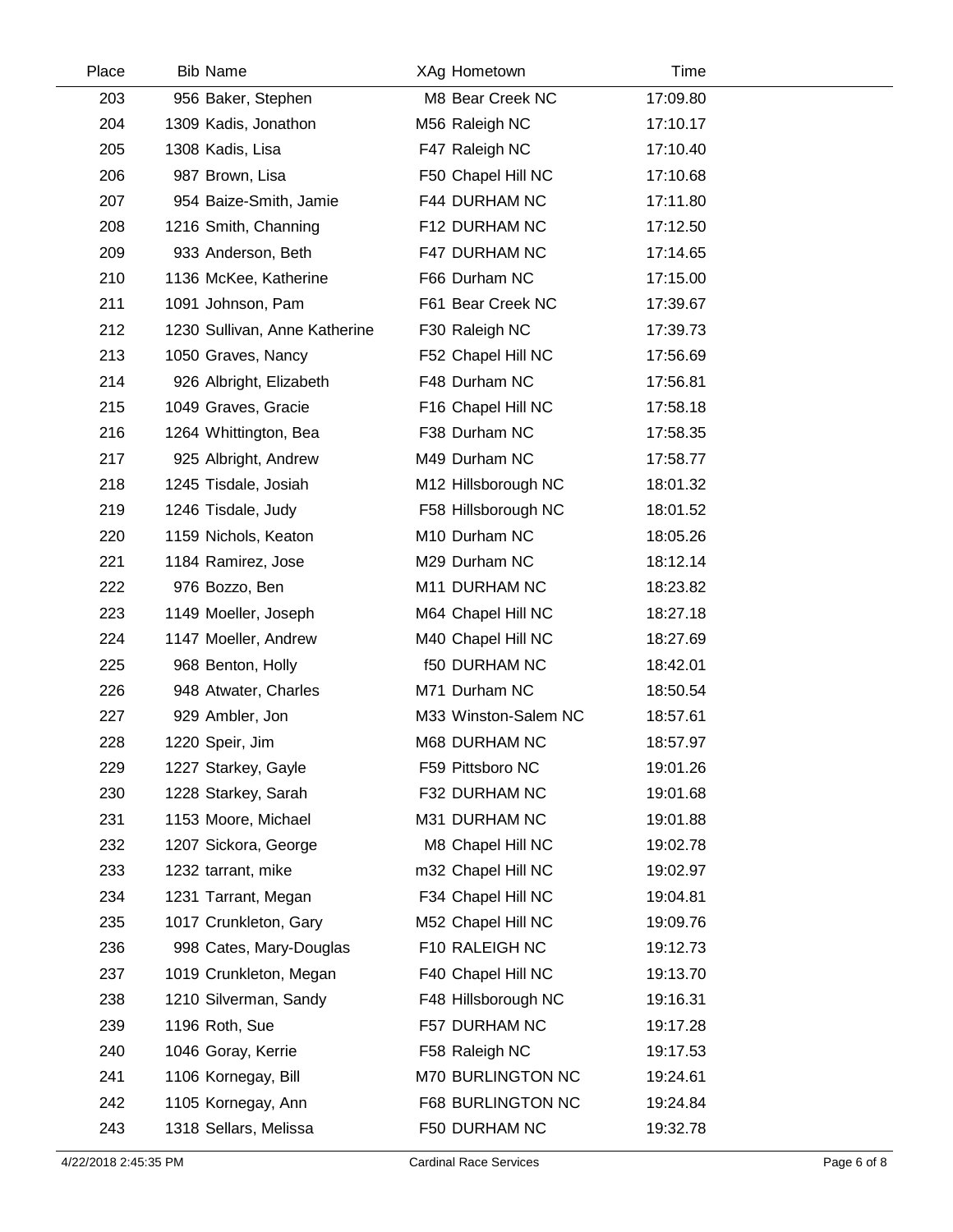| Place | Bib | Name | XAg | Hometown | Time |
|---|---|---|---|---|---|
| 203 | 956 | Baker, Stephen | M8 | Bear Creek NC | 17:09.80 |
| 204 | 1309 | Kadis, Jonathon | M56 | Raleigh NC | 17:10.17 |
| 205 | 1308 | Kadis, Lisa | F47 | Raleigh NC | 17:10.40 |
| 206 | 987 | Brown, Lisa | F50 | Chapel Hill NC | 17:10.68 |
| 207 | 954 | Baize-Smith, Jamie | F44 | DURHAM NC | 17:11.80 |
| 208 | 1216 | Smith, Channing | F12 | DURHAM NC | 17:12.50 |
| 209 | 933 | Anderson, Beth | F47 | DURHAM NC | 17:14.65 |
| 210 | 1136 | McKee, Katherine | F66 | Durham NC | 17:15.00 |
| 211 | 1091 | Johnson, Pam | F61 | Bear Creek NC | 17:39.67 |
| 212 | 1230 | Sullivan, Anne Katherine | F30 | Raleigh NC | 17:39.73 |
| 213 | 1050 | Graves, Nancy | F52 | Chapel Hill NC | 17:56.69 |
| 214 | 926 | Albright, Elizabeth | F48 | Durham NC | 17:56.81 |
| 215 | 1049 | Graves, Gracie | F16 | Chapel Hill NC | 17:58.18 |
| 216 | 1264 | Whittington, Bea | F38 | Durham NC | 17:58.35 |
| 217 | 925 | Albright, Andrew | M49 | Durham NC | 17:58.77 |
| 218 | 1245 | Tisdale, Josiah | M12 | Hillsborough NC | 18:01.32 |
| 219 | 1246 | Tisdale, Judy | F58 | Hillsborough NC | 18:01.52 |
| 220 | 1159 | Nichols, Keaton | M10 | Durham NC | 18:05.26 |
| 221 | 1184 | Ramirez, Jose | M29 | Durham NC | 18:12.14 |
| 222 | 976 | Bozzo, Ben | M11 | DURHAM NC | 18:23.82 |
| 223 | 1149 | Moeller, Joseph | M64 | Chapel Hill NC | 18:27.18 |
| 224 | 1147 | Moeller, Andrew | M40 | Chapel Hill NC | 18:27.69 |
| 225 | 968 | Benton, Holly | f50 | DURHAM NC | 18:42.01 |
| 226 | 948 | Atwater, Charles | M71 | Durham NC | 18:50.54 |
| 227 | 929 | Ambler, Jon | M33 | Winston-Salem NC | 18:57.61 |
| 228 | 1220 | Speir, Jim | M68 | DURHAM NC | 18:57.97 |
| 229 | 1227 | Starkey, Gayle | F59 | Pittsboro NC | 19:01.26 |
| 230 | 1228 | Starkey, Sarah | F32 | DURHAM NC | 19:01.68 |
| 231 | 1153 | Moore, Michael | M31 | DURHAM NC | 19:01.88 |
| 232 | 1207 | Sickora, George | M8 | Chapel Hill NC | 19:02.78 |
| 233 | 1232 | tarrant, mike | m32 | Chapel Hill NC | 19:02.97 |
| 234 | 1231 | Tarrant, Megan | F34 | Chapel Hill NC | 19:04.81 |
| 235 | 1017 | Crunkleton, Gary | M52 | Chapel Hill NC | 19:09.76 |
| 236 | 998 | Cates, Mary-Douglas | F10 | RALEIGH NC | 19:12.73 |
| 237 | 1019 | Crunkleton, Megan | F40 | Chapel Hill NC | 19:13.70 |
| 238 | 1210 | Silverman, Sandy | F48 | Hillsborough NC | 19:16.31 |
| 239 | 1196 | Roth, Sue | F57 | DURHAM NC | 19:17.28 |
| 240 | 1046 | Goray, Kerrie | F58 | Raleigh NC | 19:17.53 |
| 241 | 1106 | Kornegay, Bill | M70 | BURLINGTON NC | 19:24.61 |
| 242 | 1105 | Kornegay, Ann | F68 | BURLINGTON NC | 19:24.84 |
| 243 | 1318 | Sellars, Melissa | F50 | DURHAM NC | 19:32.78 |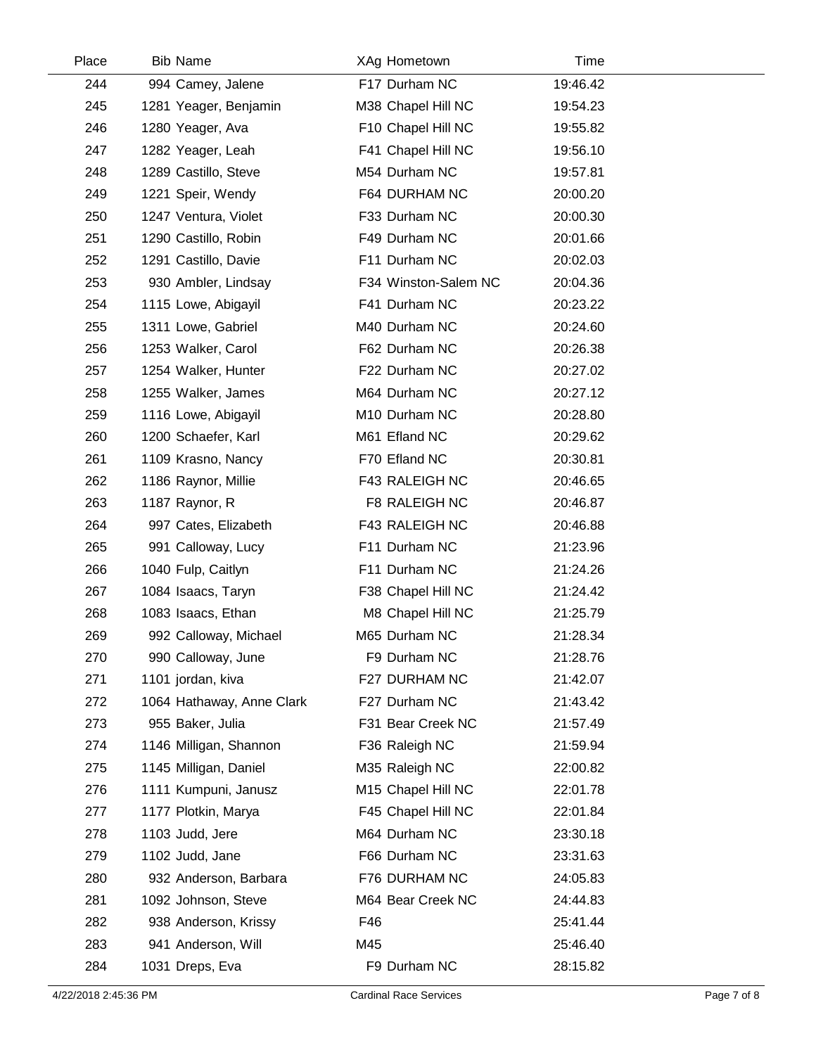| Place | Bib | Name | XAg | Hometown | Time |
|---|---|---|---|---|---|
| 244 | 994 | Camey, Jalene | F17 | Durham NC | 19:46.42 |
| 245 | 1281 | Yeager, Benjamin | M38 | Chapel Hill NC | 19:54.23 |
| 246 | 1280 | Yeager, Ava | F10 | Chapel Hill NC | 19:55.82 |
| 247 | 1282 | Yeager, Leah | F41 | Chapel Hill NC | 19:56.10 |
| 248 | 1289 | Castillo, Steve | M54 | Durham NC | 19:57.81 |
| 249 | 1221 | Speir, Wendy | F64 | DURHAM NC | 20:00.20 |
| 250 | 1247 | Ventura, Violet | F33 | Durham NC | 20:00.30 |
| 251 | 1290 | Castillo, Robin | F49 | Durham NC | 20:01.66 |
| 252 | 1291 | Castillo, Davie | F11 | Durham NC | 20:02.03 |
| 253 | 930 | Ambler, Lindsay | F34 | Winston-Salem NC | 20:04.36 |
| 254 | 1115 | Lowe, Abigayil | F41 | Durham NC | 20:23.22 |
| 255 | 1311 | Lowe, Gabriel | M40 | Durham NC | 20:24.60 |
| 256 | 1253 | Walker, Carol | F62 | Durham NC | 20:26.38 |
| 257 | 1254 | Walker, Hunter | F22 | Durham NC | 20:27.02 |
| 258 | 1255 | Walker, James | M64 | Durham NC | 20:27.12 |
| 259 | 1116 | Lowe, Abigayil | M10 | Durham NC | 20:28.80 |
| 260 | 1200 | Schaefer, Karl | M61 | Efland NC | 20:29.62 |
| 261 | 1109 | Krasno, Nancy | F70 | Efland NC | 20:30.81 |
| 262 | 1186 | Raynor, Millie | F43 | RALEIGH NC | 20:46.65 |
| 263 | 1187 | Raynor, R | F8 | RALEIGH NC | 20:46.87 |
| 264 | 997 | Cates, Elizabeth | F43 | RALEIGH NC | 20:46.88 |
| 265 | 991 | Calloway, Lucy | F11 | Durham NC | 21:23.96 |
| 266 | 1040 | Fulp, Caitlyn | F11 | Durham NC | 21:24.26 |
| 267 | 1084 | Isaacs, Taryn | F38 | Chapel Hill NC | 21:24.42 |
| 268 | 1083 | Isaacs, Ethan | M8 | Chapel Hill NC | 21:25.79 |
| 269 | 992 | Calloway, Michael | M65 | Durham NC | 21:28.34 |
| 270 | 990 | Calloway, June | F9 | Durham NC | 21:28.76 |
| 271 | 1101 | jordan, kiva | F27 | DURHAM NC | 21:42.07 |
| 272 | 1064 | Hathaway, Anne Clark | F27 | Durham NC | 21:43.42 |
| 273 | 955 | Baker, Julia | F31 | Bear Creek NC | 21:57.49 |
| 274 | 1146 | Milligan, Shannon | F36 | Raleigh NC | 21:59.94 |
| 275 | 1145 | Milligan, Daniel | M35 | Raleigh NC | 22:00.82 |
| 276 | 1111 | Kumpuni, Janusz | M15 | Chapel Hill NC | 22:01.78 |
| 277 | 1177 | Plotkin, Marya | F45 | Chapel Hill NC | 22:01.84 |
| 278 | 1103 | Judd, Jere | M64 | Durham NC | 23:30.18 |
| 279 | 1102 | Judd, Jane | F66 | Durham NC | 23:31.63 |
| 280 | 932 | Anderson, Barbara | F76 | DURHAM NC | 24:05.83 |
| 281 | 1092 | Johnson, Steve | M64 | Bear Creek NC | 24:44.83 |
| 282 | 938 | Anderson, Krissy | F46 | | 25:41.44 |
| 283 | 941 | Anderson, Will | M45 | | 25:46.40 |
| 284 | 1031 | Dreps, Eva | F9 | Durham NC | 28:15.82 |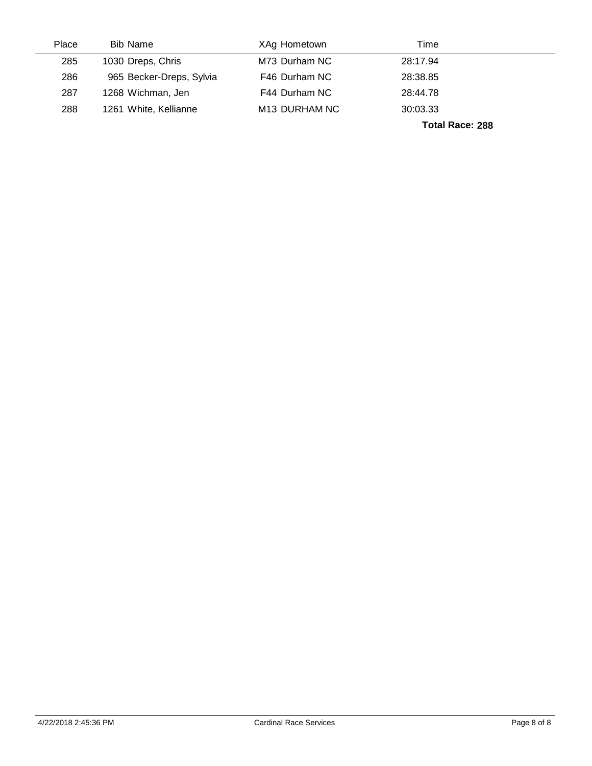| Place | Bib | Name | XAg | Hometown | Time |
|---|---|---|---|---|---|
| 285 | 1030 | Dreps, Chris | M73 | Durham NC | 28:17.94 |
| 286 | 965 | Becker-Dreps, Sylvia | F46 | Durham NC | 28:38.85 |
| 287 | 1268 | Wichman, Jen | F44 | Durham NC | 28:44.78 |
| 288 | 1261 | White, Kellianne | M13 | DURHAM NC | 30:03.33 |

**Total Race: 288**